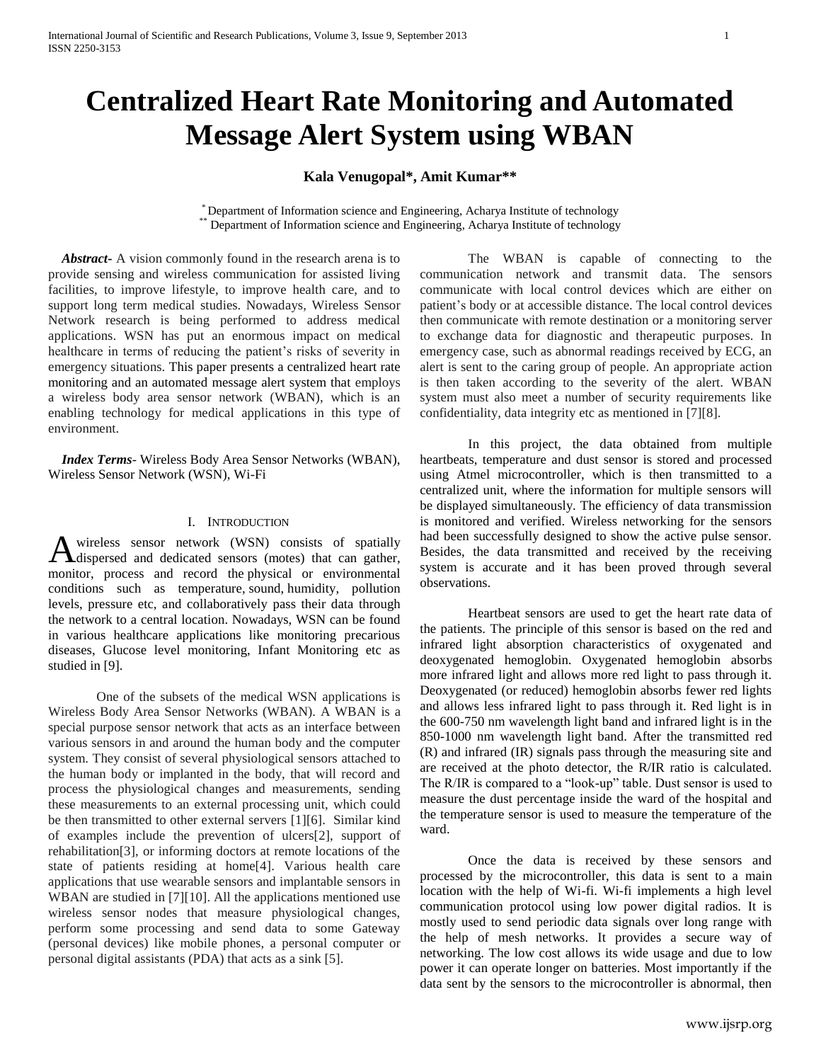# Centralized Heart Rate Monitoring and Automated Message Alert System using WBAN

**Kala Venugopal*, Amit Kumar****

* Department of Information science and Engineering, Acharya Institute of technology
** Department of Information science and Engineering, Acharya Institute of technology

***Abstract-*** A vision commonly found in the research arena is to provide sensing and wireless communication for assisted living facilities, to improve lifestyle, to improve health care, and to support long term medical studies. Nowadays, Wireless Sensor Network research is being performed to address medical applications. WSN has put an enormous impact on medical healthcare in terms of reducing the patient's risks of severity in emergency situations. This paper presents a centralized heart rate monitoring and an automated message alert system that employs a wireless body area sensor network (WBAN), which is an enabling technology for medical applications in this type of environment.

***Index Terms-*** Wireless Body Area Sensor Networks (WBAN), Wireless Sensor Network (WSN), Wi-Fi

## I. Introduction

A wireless sensor network (WSN) consists of spatially dispersed and dedicated sensors (motes) that can gather, monitor, process and record the physical or environmental conditions such as temperature, sound, humidity, pollution levels, pressure etc, and collaboratively pass their data through the network to a central location. Nowadays, WSN can be found in various healthcare applications like monitoring precarious diseases, Glucose level monitoring, Infant Monitoring etc as studied in [9].

One of the subsets of the medical WSN applications is Wireless Body Area Sensor Networks (WBAN). A WBAN is a special purpose sensor network that acts as an interface between various sensors in and around the human body and the computer system. They consist of several physiological sensors attached to the human body or implanted in the body, that will record and process the physiological changes and measurements, sending these measurements to an external processing unit, which could be then transmitted to other external servers [1][6]. Similar kind of examples include the prevention of ulcers[2], support of rehabilitation[3], or informing doctors at remote locations of the state of patients residing at home[4]. Various health care applications that use wearable sensors and implantable sensors in WBAN are studied in [7][10]. All the applications mentioned use wireless sensor nodes that measure physiological changes, perform some processing and send data to some Gateway (personal devices) like mobile phones, a personal computer or personal digital assistants (PDA) that acts as a sink [5].

The WBAN is capable of connecting to the communication network and transmit data. The sensors communicate with local control devices which are either on patient's body or at accessible distance. The local control devices then communicate with remote destination or a monitoring server to exchange data for diagnostic and therapeutic purposes. In emergency case, such as abnormal readings received by ECG, an alert is sent to the caring group of people. An appropriate action is then taken according to the severity of the alert. WBAN system must also meet a number of security requirements like confidentiality, data integrity etc as mentioned in [7][8].

In this project, the data obtained from multiple heartbeats, temperature and dust sensor is stored and processed using Atmel microcontroller, which is then transmitted to a centralized unit, where the information for multiple sensors will be displayed simultaneously. The efficiency of data transmission is monitored and verified. Wireless networking for the sensors had been successfully designed to show the active pulse sensor. Besides, the data transmitted and received by the receiving system is accurate and it has been proved through several observations.

Heartbeat sensors are used to get the heart rate data of the patients. The principle of this sensor is based on the red and infrared light absorption characteristics of oxygenated and deoxygenated hemoglobin. Oxygenated hemoglobin absorbs more infrared light and allows more red light to pass through it. Deoxygenated (or reduced) hemoglobin absorbs fewer red lights and allows less infrared light to pass through it. Red light is in the 600-750 nm wavelength light band and infrared light is in the 850-1000 nm wavelength light band. After the transmitted red (R) and infrared (IR) signals pass through the measuring site and are received at the photo detector, the R/IR ratio is calculated. The R/IR is compared to a "look-up" table. Dust sensor is used to measure the dust percentage inside the ward of the hospital and the temperature sensor is used to measure the temperature of the ward.

Once the data is received by these sensors and processed by the microcontroller, this data is sent to a main location with the help of Wi-fi. Wi-fi implements a high level communication protocol using low power digital radios. It is mostly used to send periodic data signals over long range with the help of mesh networks. It provides a secure way of networking. The low cost allows its wide usage and due to low power it can operate longer on batteries. Most importantly if the data sent by the sensors to the microcontroller is abnormal, then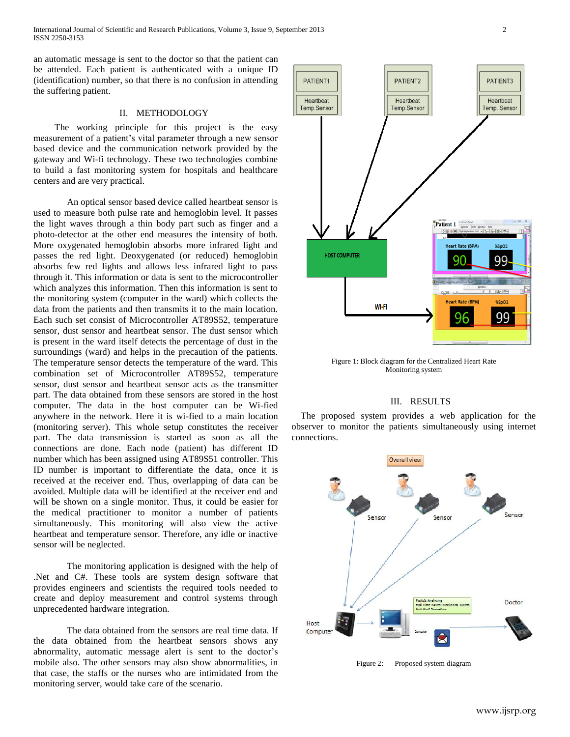an automatic message is sent to the doctor so that the patient can be attended. Each patient is authenticated with a unique ID (identification) number, so that there is no confusion in attending the suffering patient.

## II. METHODOLOGY

The working principle for this project is the easy measurement of a patient's vital parameter through a new sensor based device and the communication network provided by the gateway and Wi-fi technology. These two technologies combine to build a fast monitoring system for hospitals and healthcare centers and are very practical.

An optical sensor based device called heartbeat sensor is used to measure both pulse rate and hemoglobin level. It passes the light waves through a thin body part such as finger and a photo-detector at the other end measures the intensity of both. More oxygenated hemoglobin absorbs more infrared light and passes the red light. Deoxygenated (or reduced) hemoglobin absorbs few red lights and allows less infrared light to pass through it. This information or data is sent to the microcontroller which analyzes this information. Then this information is sent to the monitoring system (computer in the ward) which collects the data from the patients and then transmits it to the main location. Each such set consist of Microcontroller AT89S52, temperature sensor, dust sensor and heartbeat sensor. The dust sensor which is present in the ward itself detects the percentage of dust in the surroundings (ward) and helps in the precaution of the patients. The temperature sensor detects the temperature of the ward. This combination set of Microcontroller AT89S52, temperature sensor, dust sensor and heartbeat sensor acts as the transmitter part. The data obtained from these sensors are stored in the host computer. The data in the host computer can be Wi-fied anywhere in the network. Here it is wi-fied to a main location (monitoring server). This whole setup constitutes the receiver part. The data transmission is started as soon as all the connections are done. Each node (patient) has different ID number which has been assigned using AT89S51 controller. This ID number is important to differentiate the data, once it is received at the receiver end. Thus, overlapping of data can be avoided. Multiple data will be identified at the receiver end and will be shown on a single monitor. Thus, it could be easier for the medical practitioner to monitor a number of patients simultaneously. This monitoring will also view the active heartbeat and temperature sensor. Therefore, any idle or inactive sensor will be neglected.

The monitoring application is designed with the help of .Net and C#. These tools are system design software that provides engineers and scientists the required tools needed to create and deploy measurement and control systems through unprecedented hardware integration.

The data obtained from the sensors are real time data. If the data obtained from the heartbeat sensors shows any abnormality, automatic message alert is sent to the doctor's mobile also. The other sensors may also show abnormalities, in that case, the staffs or the nurses who are intimidated from the monitoring server, would take care of the scenario.

Figure 1: Block diagram for the Centralized Heart Rate Monitoring system

## III. RESULTS

The proposed system provides a web application for the observer to monitor the patients simultaneously using internet connections.

Figure 2: Proposed system diagram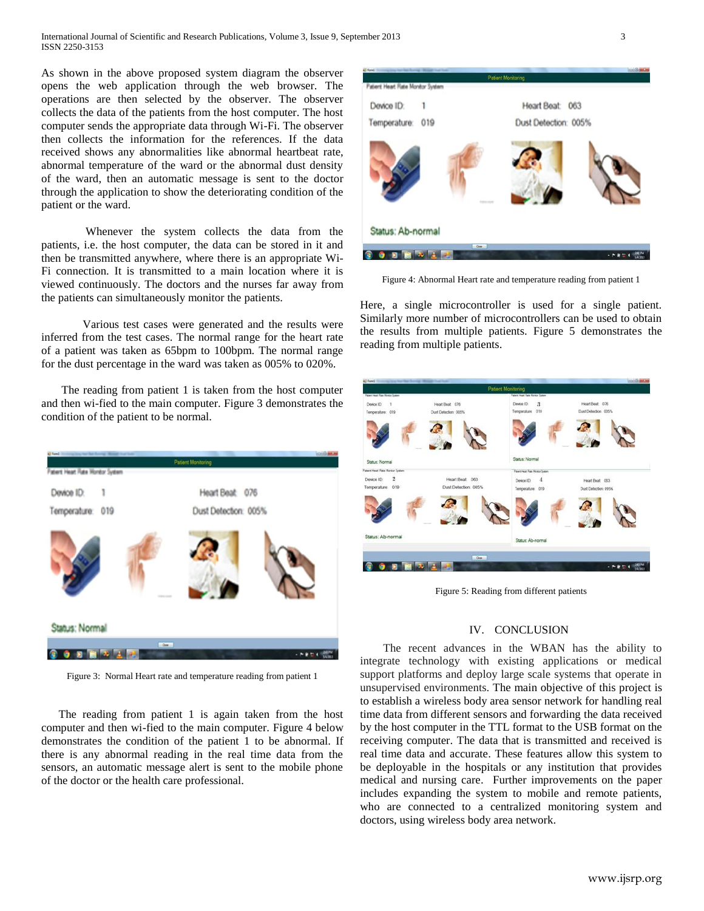As shown in the above proposed system diagram the observer opens the web application through the web browser. The operations are then selected by the observer. The observer collects the data of the patients from the host computer. The host computer sends the appropriate data through Wi-Fi. The observer then collects the information for the references. If the data received shows any abnormalities like abnormal heartbeat rate, abnormal temperature of the ward or the abnormal dust density of the ward, then an automatic message is sent to the doctor through the application to show the deteriorating condition of the patient or the ward.

Whenever the system collects the data from the patients, i.e. the host computer, the data can be stored in it and then be transmitted anywhere, where there is an appropriate Wi-Fi connection. It is transmitted to a main location where it is viewed continuously. The doctors and the nurses far away from the patients can simultaneously monitor the patients.

Various test cases were generated and the results were inferred from the test cases. The normal range for the heart rate of a patient was taken as 65bpm to 100bpm. The normal range for the dust percentage in the ward was taken as 005% to 020%.

The reading from patient 1 is taken from the host computer and then wi-fied to the main computer. Figure 3 demonstrates the condition of the patient to be normal.

Figure 3: Normal Heart rate and temperature reading from patient 1

The reading from patient 1 is again taken from the host computer and then wi-fied to the main computer. Figure 4 below demonstrates the condition of the patient 1 to be abnormal. If there is any abnormal reading in the real time data from the sensors, an automatic message alert is sent to the mobile phone of the doctor or the health care professional.

Figure 4: Abnormal Heart rate and temperature reading from patient 1

Here, a single microcontroller is used for a single patient. Similarly more number of microcontrollers can be used to obtain the results from multiple patients. Figure 5 demonstrates the reading from multiple patients.

Figure 5: Reading from different patients

## IV. CONCLUSION

The recent advances in the WBAN has the ability to integrate technology with existing applications or medical support platforms and deploy large scale systems that operate in unsupervised environments. The main objective of this project is to establish a wireless body area sensor network for handling real time data from different sensors and forwarding the data received by the host computer in the TTL format to the USB format on the receiving computer. The data that is transmitted and received is real time data and accurate. These features allow this system to be deployable in the hospitals or any institution that provides medical and nursing care. Further improvements on the paper includes expanding the system to mobile and remote patients, who are connected to a centralized monitoring system and doctors, using wireless body area network.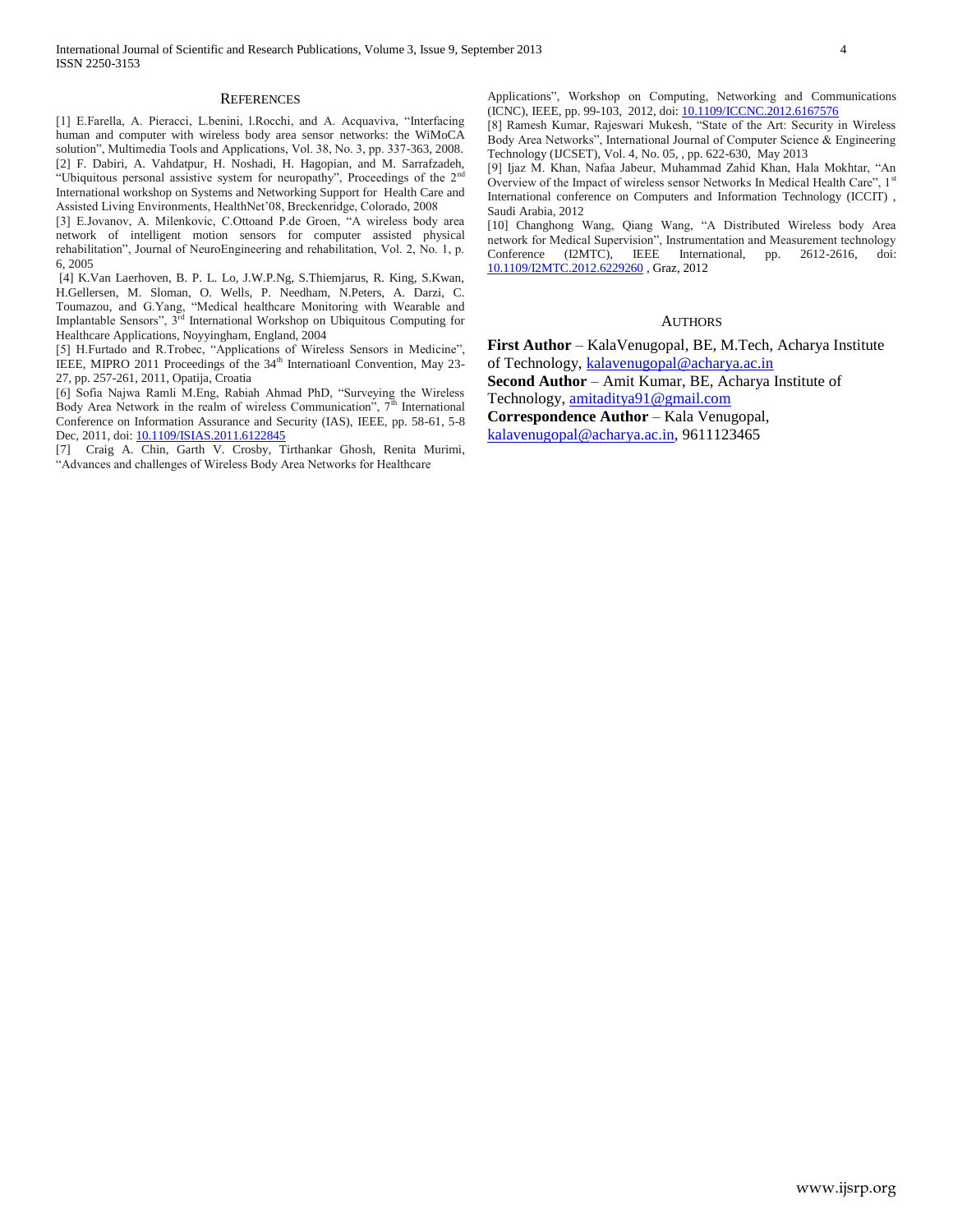## REFERENCES

[1] E.Farella, A. Pieracci, L.benini, l.Rocchi, and A. Acquaviva, "Interfacing human and computer with wireless body area sensor networks: the WiMoCA solution", Multimedia Tools and Applications, Vol. 38, No. 3, pp. 337-363, 2008.

[2] F. Dabiri, A. Vahdatpur, H. Noshadi, H. Hagopian, and M. Sarrafzadeh, "Ubiquitous personal assistive system for neuropathy", Proceedings of the 2nd International workshop on Systems and Networking Support for Health Care and Assisted Living Environments, HealthNet'08, Breckenridge, Colorado, 2008

[3] E.Jovanov, A. Milenkovic, C.Ottoand P.de Groen, "A wireless body area network of intelligent motion sensors for computer assisted physical rehabilitation", Journal of NeuroEngineering and rehabilitation, Vol. 2, No. 1, p. 6, 2005

[4] K.Van Laerhoven, B. P. L. Lo, J.W.P.Ng, S.Thiemjarus, R. King, S.Kwan, H.Gellersen, M. Sloman, O. Wells, P. Needham, N.Peters, A. Darzi, C. Toumazou, and G.Yang, "Medical healthcare Monitoring with Wearable and Implantable Sensors", 3rd International Workshop on Ubiquitous Computing for Healthcare Applications, Noyyingham, England, 2004

[5] H.Furtado and R.Trobec, "Applications of Wireless Sensors in Medicine", IEEE, MIPRO 2011 Proceedings of the 34th Internatioanl Convention, May 23-27, pp. 257-261, 2011, Opatija, Croatia

[6] Sofia Najwa Ramli M.Eng, Rabiah Ahmad PhD, "Surveying the Wireless Body Area Network in the realm of wireless Communication", 7th International Conference on Information Assurance and Security (IAS), IEEE, pp. 58-61, 5-8 Dec, 2011, doi: 10.1109/ISIAS.2011.6122845

[7] Craig A. Chin, Garth V. Crosby, Tirthankar Ghosh, Renita Murimi, "Advances and challenges of Wireless Body Area Networks for Healthcare Applications", Workshop on Computing, Networking and Communications (ICNC), IEEE, pp. 99-103, 2012, doi: 10.1109/ICCNC.2012.6167576

[8] Ramesh Kumar, Rajeswari Mukesh, "State of the Art: Security in Wireless Body Area Networks", International Journal of Computer Science & Engineering Technology (IJCSET), Vol. 4, No. 05, , pp. 622-630, May 2013

[9] Ijaz M. Khan, Nafaa Jabeur, Muhammad Zahid Khan, Hala Mokhtar, "An Overview of the Impact of wireless sensor Networks In Medical Health Care", 1st International conference on Computers and Information Technology (ICCIT) , Saudi Arabia, 2012

[10] Changhong Wang, Qiang Wang, "A Distributed Wireless body Area network for Medical Supervision", Instrumentation and Measurement technology Conference (I2MTC), IEEE International, pp. 2612-2616, doi: 10.1109/I2MTC.2012.6229260 , Graz, 2012

## AUTHORS

**First Author** – KalaVenugopal, BE, M.Tech, Acharya Institute of Technology, kalavenugopal@acharya.ac.in

**Second Author** – Amit Kumar, BE, Acharya Institute of Technology, amitaditya91@gmail.com

**Correspondence Author** – Kala Venugopal, kalavenugopal@acharya.ac.in, 9611123465